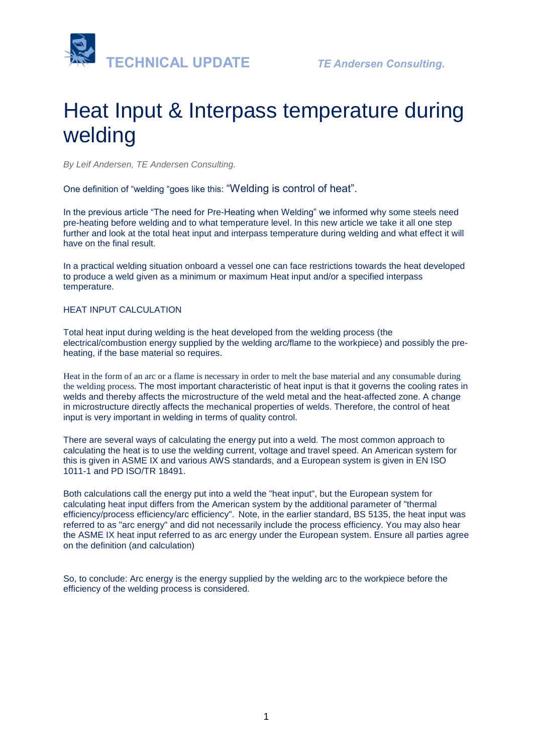TECHNICAL UPDATE *TE Andersen Consulting.*

# Heat Input & Interpass temperature during welding

*By Leif Andersen, TE Andersen Consulting.*

One definition of “welding “goes like this: “Welding is control of heat”.

In the previous article “The need for Pre-Heating when Welding” we informed why some steels need pre-heating before welding and to what temperature level. In this new article we take it all one step further and look at the total heat input and interpass temperature during welding and what effect it will have on the final result.

In a practical welding situation onboard a vessel one can face restrictions towards the heat developed to produce a weld given as a minimum or maximum Heat input and/or a specified interpass temperature.

## HEAT INPUT CALCULATION

Total heat input during welding is the heat developed from the welding process (the electrical/combustion energy supplied by the welding arc/flame to the workpiece) and possibly the pre-heating, if the base material so requires.

Heat in the form of an arc or a flame is necessary in order to melt the base material and any consumable during the welding process. The most important characteristic of heat input is that it governs the cooling rates in welds and thereby affects the microstructure of the weld metal and the heat-affected zone. A change in microstructure directly affects the mechanical properties of welds. Therefore, the control of heat input is very important in welding in terms of quality control.

There are several ways of calculating the energy put into a weld. The most common approach to calculating the heat is to use the welding current, voltage and travel speed. An American system for this is given in ASME IX and various AWS standards, and a European system is given in EN ISO 1011-1 and PD ISO/TR 18491.

Both calculations call the energy put into a weld the "heat input", but the European system for calculating heat input differs from the American system by the additional parameter of "thermal efficiency/process efficiency/arc efficiency". Note, in the earlier standard, BS 5135, the heat input was referred to as "arc energy" and did not necessarily include the process efficiency. You may also hear the ASME IX heat input referred to as arc energy under the European system. Ensure all parties agree on the definition (and calculation)

So, to conclude: Arc energy is the energy supplied by the welding arc to the workpiece before the efficiency of the welding process is considered.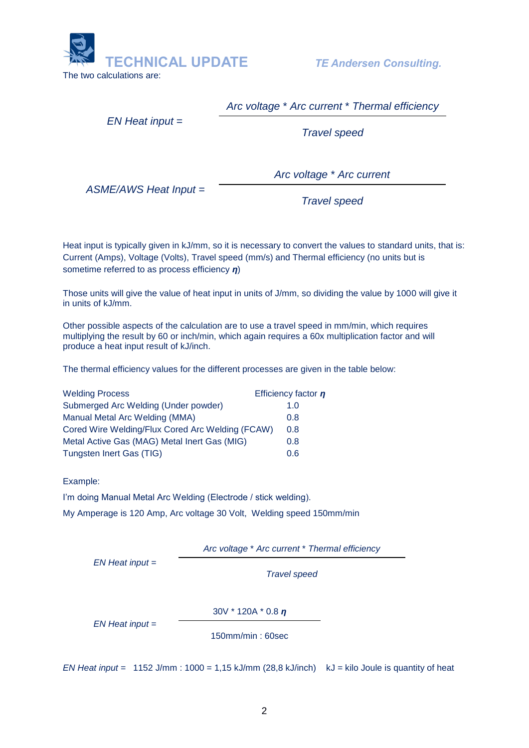The two calculations are:

$$\text{EN Heat input} = \frac{\text{Arc voltage} * \text{Arc current} * \text{Thermal efficiency}}{\text{Travel speed}}$$

$$\text{ASME/AWS Heat Input} = \frac{\text{Arc voltage} * \text{Arc current}}{\text{Travel speed}}$$

Heat input is typically given in kJ/mm, so it is necessary to convert the values to standard units, that is: Current (Amps), Voltage (Volts), Travel speed (mm/s) and Thermal efficiency (no units but is sometime referred to as process efficiency $\eta$)

Those units will give the value of heat input in units of J/mm, so dividing the value by 1000 will give it in units of kJ/mm.

Other possible aspects of the calculation are to use a travel speed in mm/min, which requires multiplying the result by 60 or inch/min, which again requires a 60x multiplication factor and will produce a heat input result of kJ/inch.

The thermal efficiency values for the different processes are given in the table below:

| Welding Process | Efficiency factor $\eta$ |
|---|---|
| Submerged Arc Welding (Under powder) | 1.0 |
| Manual Metal Arc Welding (MMA) | 0.8 |
| Cored Wire Welding/Flux Cored Arc Welding (FCAW) | 0.8 |
| Metal Active Gas (MAG) Metal Inert Gas (MIG) | 0.8 |
| Tungsten Inert Gas (TIG) | 0.6 |

Example:

I'm doing Manual Metal Arc Welding (Electrode / stick welding).

My Amperage is 120 Amp, Arc voltage 30 Volt, Welding speed 150mm/min

$$\text{EN Heat input} = \frac{\text{Arc voltage} * \text{Arc current} * \text{Thermal efficiency}}{\text{Travel speed}}$$

$$\text{EN Heat input} = \frac{30\text{V} * 120\text{A} * 0.8\ \eta}{150\text{mm/min} : 60\text{sec}}$$

*EN Heat input* = 1152 J/mm : 1000 = 1,15 kJ/mm (28,8 kJ/inch) kJ = kilo Joule is quantity of heat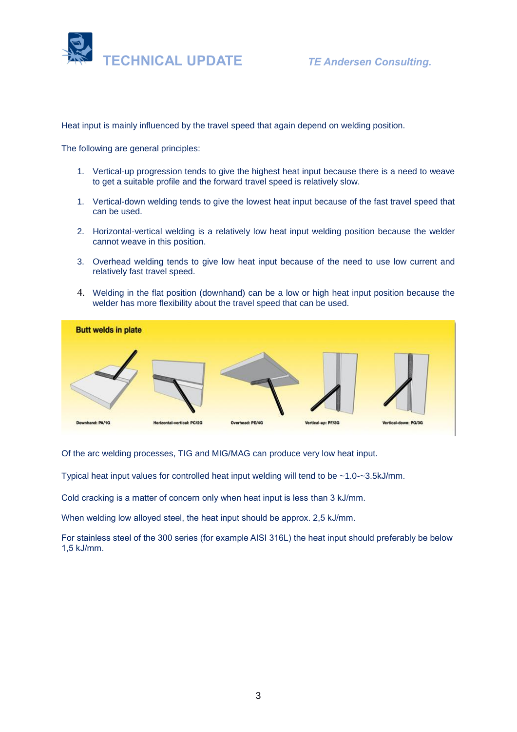Heat input is mainly influenced by the travel speed that again depend on welding position.

The following are general principles:

1. Vertical-up progression tends to give the highest heat input because there is a need to weave to get a suitable profile and the forward travel speed is relatively slow.

1. Vertical-down welding tends to give the lowest heat input because of the fast travel speed that can be used.

2. Horizontal-vertical welding is a relatively low heat input welding position because the welder cannot weave in this position.

3. Overhead welding tends to give low heat input because of the need to use low current and relatively fast travel speed.

4. Welding in the flat position (downhand) can be a low or high heat input position because the welder has more flexibility about the travel speed that can be used.

**Butt welds in plate**

Downhand: PA/1G — Horizontal-vertical: PC/2G — Overhead: PE/4G — Vertical-up: PF/3G — Vertical-down: PG/3G

Of the arc welding processes, TIG and MIG/MAG can produce very low heat input.

Typical heat input values for controlled heat input welding will tend to be ~1.0-~3.5kJ/mm.

Cold cracking is a matter of concern only when heat input is less than 3 kJ/mm.

When welding low alloyed steel, the heat input should be approx. 2,5 kJ/mm.

For stainless steel of the 300 series (for example AISI 316L) the heat input should preferably be below 1,5 kJ/mm.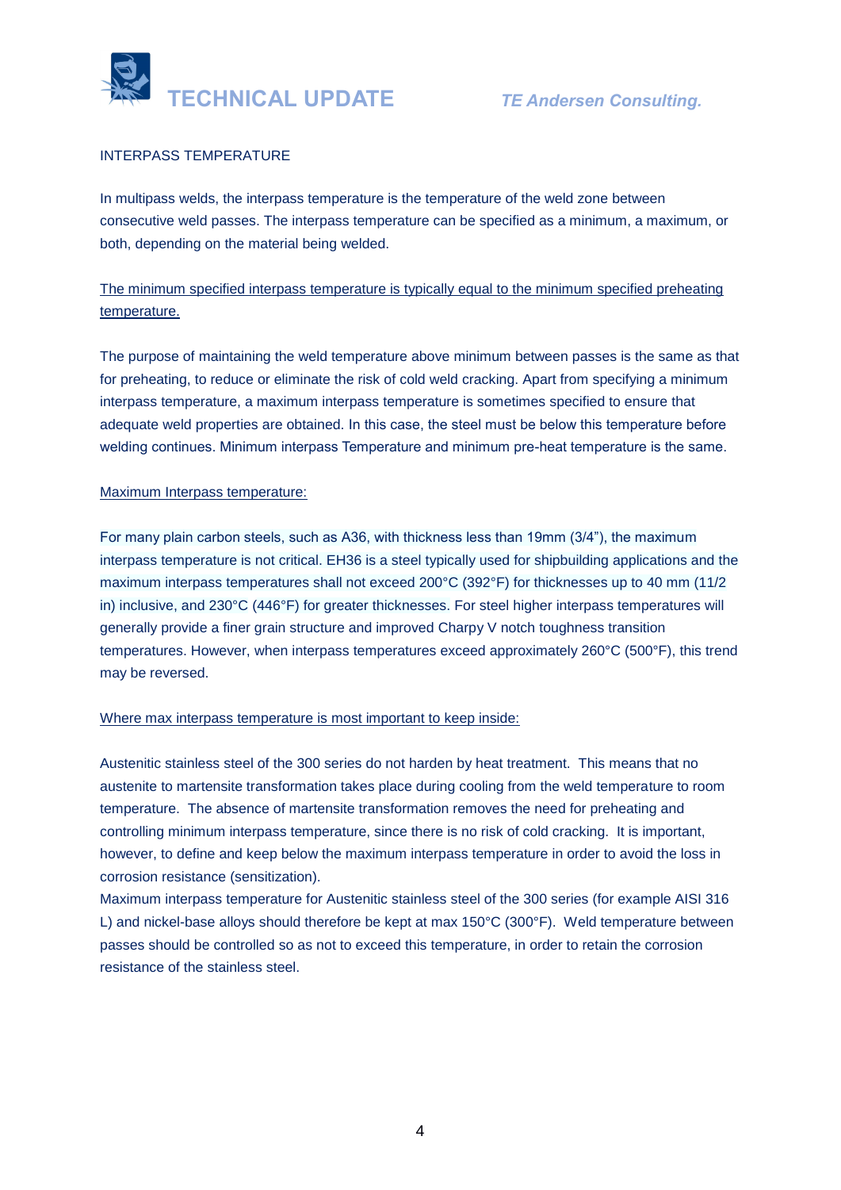## INTERPASS TEMPERATURE

In multipass welds, the interpass temperature is the temperature of the weld zone between consecutive weld passes. The interpass temperature can be specified as a minimum, a maximum, or both, depending on the material being welded.

The minimum specified interpass temperature is typically equal to the minimum specified preheating temperature.

The purpose of maintaining the weld temperature above minimum between passes is the same as that for preheating, to reduce or eliminate the risk of cold weld cracking. Apart from specifying a minimum interpass temperature, a maximum interpass temperature is sometimes specified to ensure that adequate weld properties are obtained. In this case, the steel must be below this temperature before welding continues. Minimum interpass Temperature and minimum pre-heat temperature is the same.

### Maximum Interpass temperature:

For many plain carbon steels, such as A36, with thickness less than 19mm (3/4"), the maximum interpass temperature is not critical. EH36 is a steel typically used for shipbuilding applications and the maximum interpass temperatures shall not exceed 200°C (392°F) for thicknesses up to 40 mm (11/2 in) inclusive, and 230°C (446°F) for greater thicknesses. For steel higher interpass temperatures will generally provide a finer grain structure and improved Charpy V notch toughness transition temperatures. However, when interpass temperatures exceed approximately 260°C (500°F), this trend may be reversed.

### Where max interpass temperature is most important to keep inside:

Austenitic stainless steel of the 300 series do not harden by heat treatment. This means that no austenite to martensite transformation takes place during cooling from the weld temperature to room temperature. The absence of martensite transformation removes the need for preheating and controlling minimum interpass temperature, since there is no risk of cold cracking. It is important, however, to define and keep below the maximum interpass temperature in order to avoid the loss in corrosion resistance (sensitization).

Maximum interpass temperature for Austenitic stainless steel of the 300 series (for example AISI 316 L) and nickel-base alloys should therefore be kept at max 150°C (300°F). Weld temperature between passes should be controlled so as not to exceed this temperature, in order to retain the corrosion resistance of the stainless steel.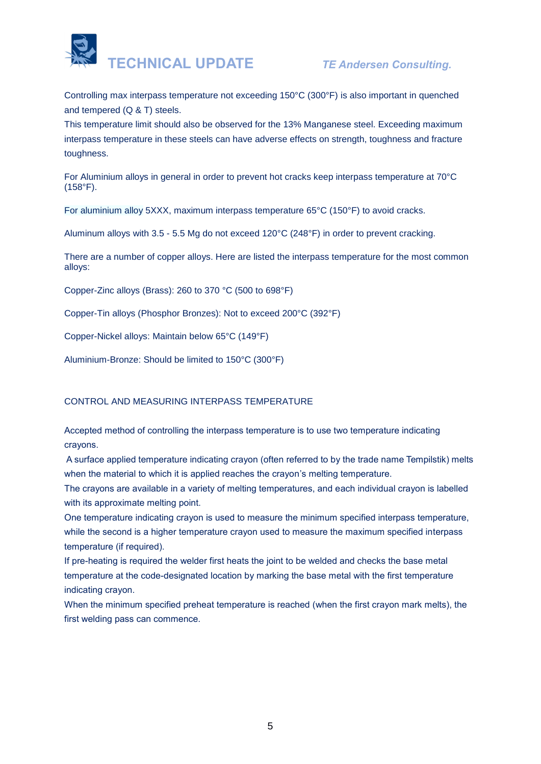Controlling max interpass temperature not exceeding 150°C (300°F) is also important in quenched and tempered (Q & T) steels.
This temperature limit should also be observed for the 13% Manganese steel. Exceeding maximum interpass temperature in these steels can have adverse effects on strength, toughness and fracture toughness.

For Aluminium alloys in general in order to prevent hot cracks keep interpass temperature at 70°C (158°F).

For aluminium alloy 5XXX, maximum interpass temperature 65°C (150°F) to avoid cracks.

Aluminum alloys with 3.5 - 5.5 Mg do not exceed 120°C (248°F) in order to prevent cracking.

There are a number of copper alloys. Here are listed the interpass temperature for the most common alloys:

Copper-Zinc alloys (Brass): 260 to 370 °C (500 to 698°F)

Copper-Tin alloys (Phosphor Bronzes): Not to exceed 200°C (392°F)

Copper-Nickel alloys: Maintain below 65°C (149°F)

Aluminium-Bronze: Should be limited to 150°C (300°F)

## CONTROL AND MEASURING INTERPASS TEMPERATURE

Accepted method of controlling the interpass temperature is to use two temperature indicating crayons.
A surface applied temperature indicating crayon (often referred to by the trade name Tempilstik) melts when the material to which it is applied reaches the crayon's melting temperature.
The crayons are available in a variety of melting temperatures, and each individual crayon is labelled with its approximate melting point.
One temperature indicating crayon is used to measure the minimum specified interpass temperature, while the second is a higher temperature crayon used to measure the maximum specified interpass temperature (if required).
If pre-heating is required the welder first heats the joint to be welded and checks the base metal temperature at the code-designated location by marking the base metal with the first temperature indicating crayon.
When the minimum specified preheat temperature is reached (when the first crayon mark melts), the first welding pass can commence.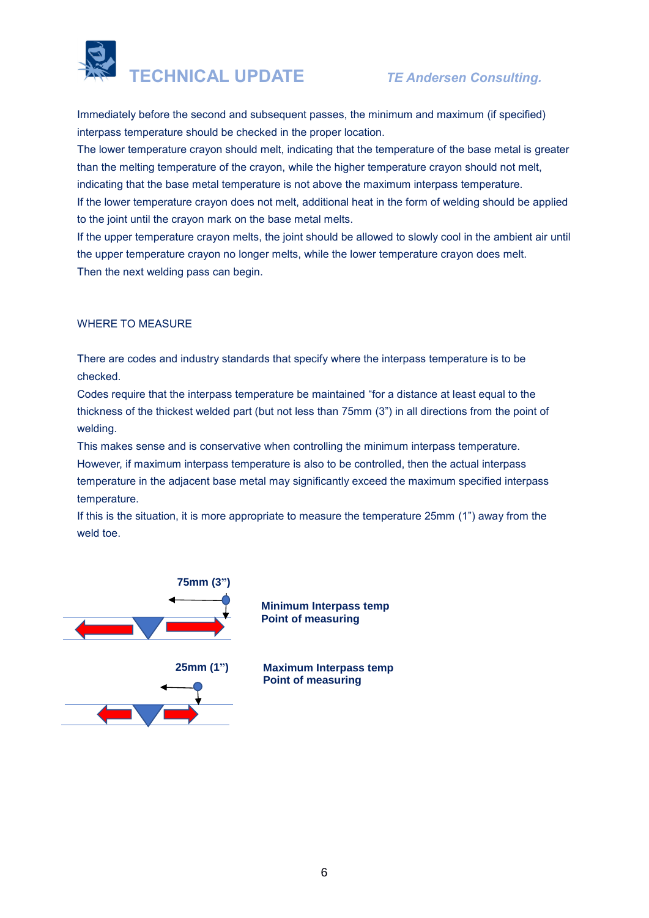Immediately before the second and subsequent passes, the minimum and maximum (if specified) interpass temperature should be checked in the proper location.
The lower temperature crayon should melt, indicating that the temperature of the base metal is greater than the melting temperature of the crayon, while the higher temperature crayon should not melt, indicating that the base metal temperature is not above the maximum interpass temperature.
If the lower temperature crayon does not melt, additional heat in the form of welding should be applied to the joint until the crayon mark on the base metal melts.
If the upper temperature crayon melts, the joint should be allowed to slowly cool in the ambient air until the upper temperature crayon no longer melts, while the lower temperature crayon does melt.
Then the next welding pass can begin.

## WHERE TO MEASURE

There are codes and industry standards that specify where the interpass temperature is to be checked.
Codes require that the interpass temperature be maintained "for a distance at least equal to the thickness of the thickest welded part (but not less than 75mm (3") in all directions from the point of welding.
This makes sense and is conservative when controlling the minimum interpass temperature.
However, if maximum interpass temperature is also to be controlled, then the actual interpass temperature in the adjacent base metal may significantly exceed the maximum specified interpass temperature.
If this is the situation, it is more appropriate to measure the temperature 25mm (1") away from the weld toe.

**75mm (3")**

**Minimum Interpass temp**
**Point of measuring**

**25mm (1")**

**Maximum Interpass temp**
**Point of measuring**